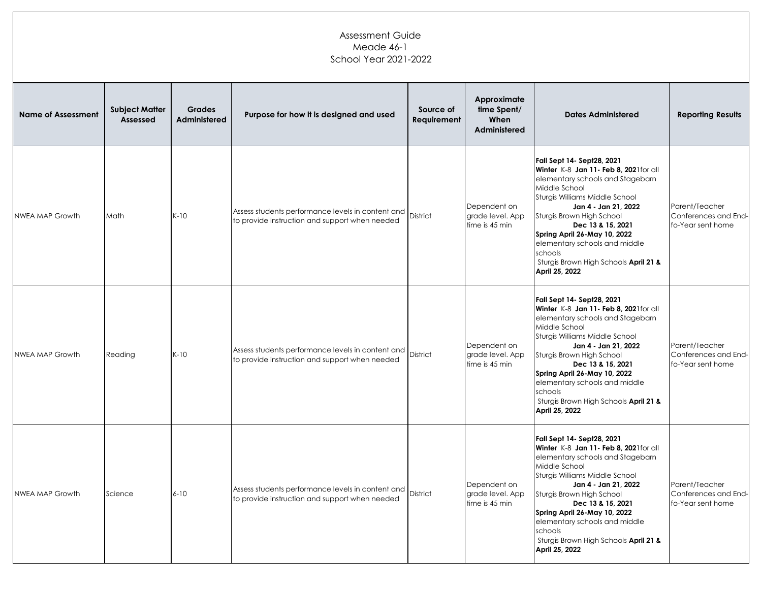Assessment Guide
Meade 46-1
School Year 2021-2022

| Name of Assessment | Subject Matter Assessed | Grades Administered | Purpose for how it is designed and used | Source of Requirement | Approximate time Spent/ When Administered | Dates Administered | Reporting Results |
|---|---|---|---|---|---|---|---|
| NWEA MAP Growth | Math | K-10 | Assess students performance levels in content and to provide instruction and support when needed | District | Dependent on grade level. App time is 45 min | **Fall Sept 14- Sept28, 2021** **Winter** K-8 **Jan 11- Feb 8, 202**1for all elementary schools and Stagebarn Middle School Sturgis Williams Middle School **Jan 4 - Jan 21, 2022** Sturgis Brown High School **Dec 13 & 15, 2021** **Spring April 26-May 10, 2022** elementary schools and middle schools Sturgis Brown High Schools **April 21 & April 25, 2022** | Parent/Teacher Conferences and End-fo-Year sent home |
| NWEA MAP Growth | Reading | K-10 | Assess students performance levels in content and to provide instruction and support when needed | District | Dependent on grade level. App time is 45 min | **Fall Sept 14- Sept28, 2021** **Winter** K-8 **Jan 11- Feb 8, 202**1for all elementary schools and Stagebarn Middle School Sturgis Williams Middle School **Jan 4 - Jan 21, 2022** Sturgis Brown High School **Dec 13 & 15, 2021** **Spring April 26-May 10, 2022** elementary schools and middle schools Sturgis Brown High Schools **April 21 & April 25, 2022** | Parent/Teacher Conferences and End-fo-Year sent home |
| NWEA MAP Growth | Science | 6-10 | Assess students performance levels in content and to provide instruction and support when needed | District | Dependent on grade level. App time is 45 min | **Fall Sept 14- Sept28, 2021** **Winter** K-8 **Jan 11- Feb 8, 202**1for all elementary schools and Stagebarn Middle School Sturgis Williams Middle School **Jan 4 - Jan 21, 2022** Sturgis Brown High School **Dec 13 & 15, 2021** **Spring April 26-May 10, 2022** elementary schools and middle schools Sturgis Brown High Schools **April 21 & April 25, 2022** | Parent/Teacher Conferences and End-fo-Year sent home |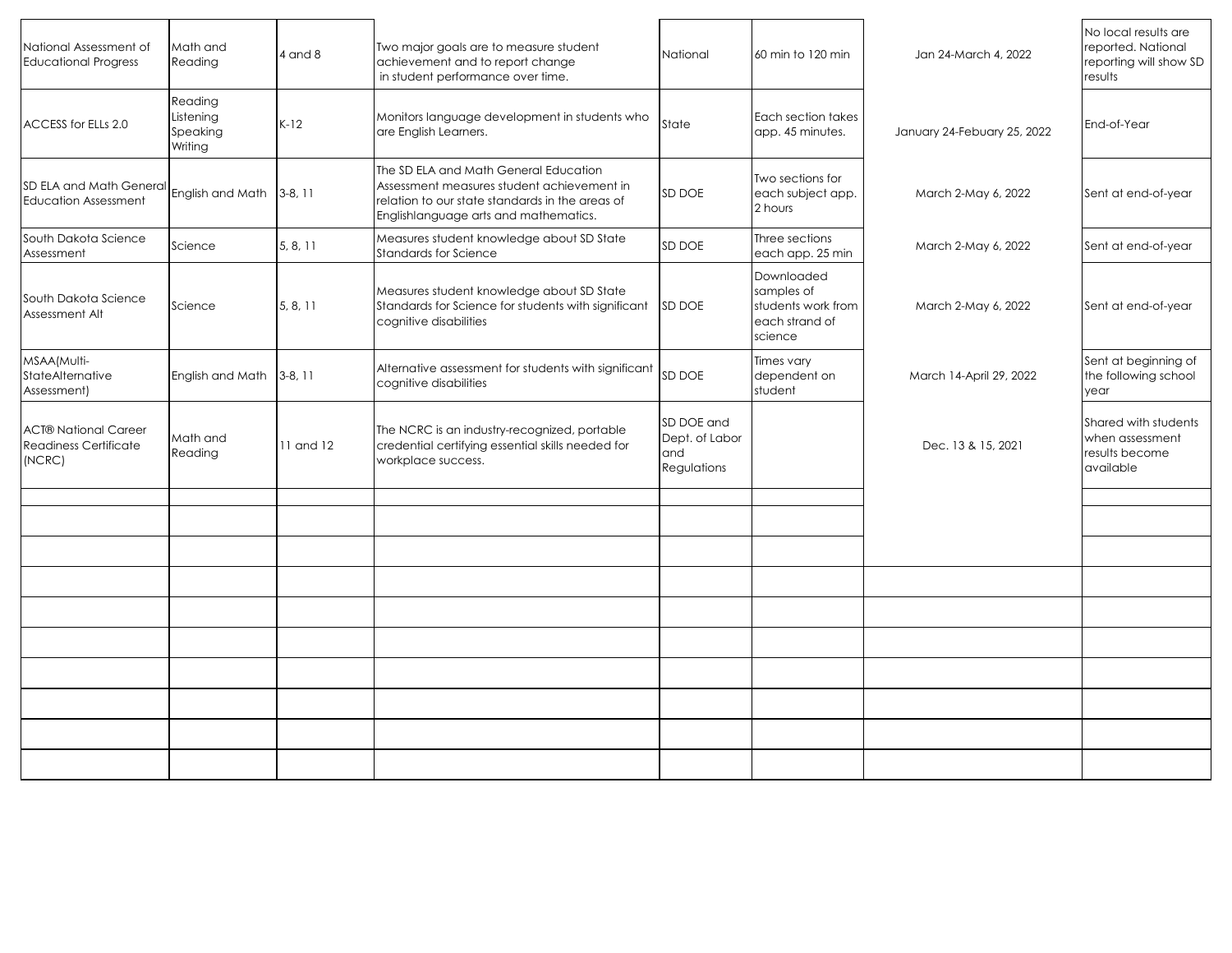| | | | | | | | |
|---|---|---|---|---|---|---|---|
| National Assessment of Educational Progress | Math and Reading | 4 and 8 | Two major goals are to measure student achievement and to report change in student performance over time. | National | 60 min to 120 min | Jan 24-March 4, 2022 | No local results are reported. National reporting will show SD results |
| ACCESS for ELLs 2.0 | Reading Listening Speaking Writing | K-12 | Monitors language development in students who are English Learners. | State | Each section takes app. 45 minutes. | January 24-Febuary 25, 2022 | End-of-Year |
| SD ELA and Math General Education Assessment | English and Math | 3-8, 11 | The SD ELA and Math General Education Assessment measures student achievement in relation to our state standards in the areas of Englishlanguage arts and mathematics. | SD DOE | Two sections for each subject app. 2 hours | March 2-May 6, 2022 | Sent at end-of-year |
| South Dakota Science Assessment | Science | 5, 8, 11 | Measures student knowledge about SD State Standards for Science | SD DOE | Three sections each app. 25 min | March 2-May 6, 2022 | Sent at end-of-year |
| South Dakota Science Assessment Alt | Science | 5, 8, 11 | Measures student knowledge about SD State Standards for Science for students with significant cognitive disabilities | SD DOE | Downloaded samples of students work from each strand of science | March 2-May 6, 2022 | Sent at end-of-year |
| MSAA(Multi-StateAlternative Assessment) | English and Math | 3-8, 11 | Alternative assessment for students with significant cognitive disabilities | SD DOE | Times vary dependent on student | March 14-April 29, 2022 | Sent at beginning of the following school year |
| ACT® National Career Readiness Certificate (NCRC) | Math and Reading | 11 and 12 | The NCRC is an industry-recognized, portable credential certifying essential skills needed for workplace success. | SD DOE and Dept. of Labor and Regulations | | Dec. 13 & 15, 2021 | Shared with students when assessment results become available |
| | | | | | | | |
| | | | | | | | |
| | | | | | | | |
| | | | | | | | |
| | | | | | | | |
| | | | | | | | |
| | | | | | | | |
| | | | | | | | |
| | | | | | | | |
| | | | | | | | |